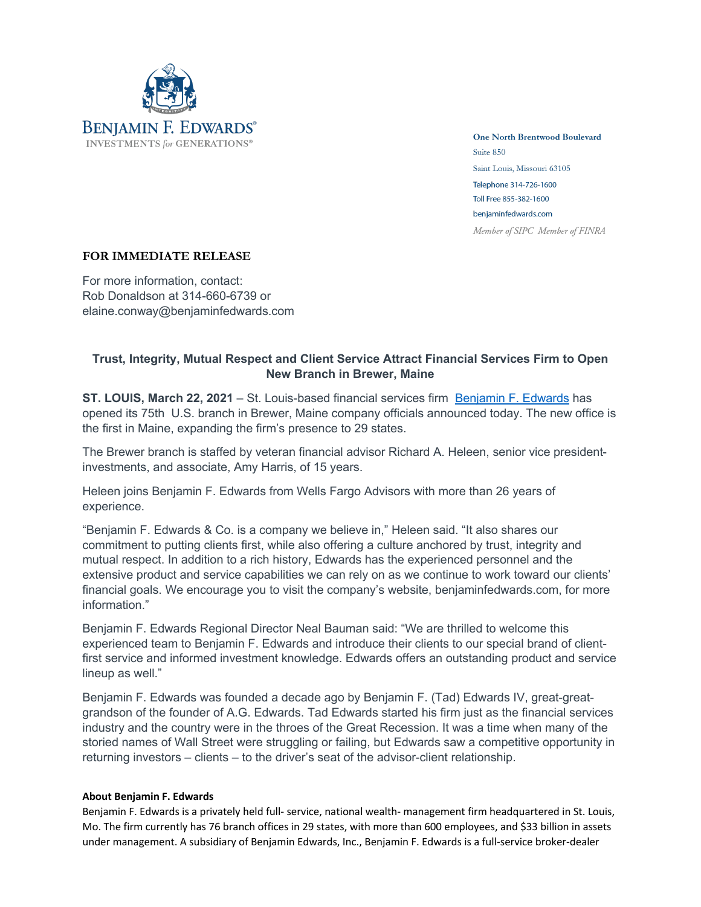**BENJAMIN F. EDWARDS®**
INVESTMENTS *for* GENERATIONS®

**One North Brentwood Boulevard**
Suite 850
Saint Louis, Missouri 63105
Telephone 314-726-1600
Toll Free 855-382-1600
benjaminfedwards.com
*Member of SIPC Member of FINRA*

**FOR IMMEDIATE RELEASE**

For more information, contact:
Rob Donaldson at 314-660-6739 or
elaine.conway@benjaminfedwards.com

## Trust, Integrity, Mutual Respect and Client Service Attract Financial Services Firm to Open New Branch in Brewer, Maine

**ST. LOUIS, March 22, 2021** – St. Louis-based financial services firm [Benjamin F. Edwards](benjaminfedwards.com) has opened its 75th U.S. branch in Brewer, Maine company officials announced today. The new office is the first in Maine, expanding the firm's presence to 29 states.

The Brewer branch is staffed by veteran financial advisor Richard A. Heleen, senior vice president-investments, and associate, Amy Harris, of 15 years.

Heleen joins Benjamin F. Edwards from Wells Fargo Advisors with more than 26 years of experience.

"Benjamin F. Edwards & Co. is a company we believe in," Heleen said. "It also shares our commitment to putting clients first, while also offering a culture anchored by trust, integrity and mutual respect. In addition to a rich history, Edwards has the experienced personnel and the extensive product and service capabilities we can rely on as we continue to work toward our clients' financial goals. We encourage you to visit the company's website, benjaminfedwards.com, for more information."

Benjamin F. Edwards Regional Director Neal Bauman said: "We are thrilled to welcome this experienced team to Benjamin F. Edwards and introduce their clients to our special brand of client-first service and informed investment knowledge. Edwards offers an outstanding product and service lineup as well."

Benjamin F. Edwards was founded a decade ago by Benjamin F. (Tad) Edwards IV, great-great-grandson of the founder of A.G. Edwards. Tad Edwards started his firm just as the financial services industry and the country were in the throes of the Great Recession. It was a time when many of the storied names of Wall Street were struggling or failing, but Edwards saw a competitive opportunity in returning investors – clients – to the driver's seat of the advisor-client relationship.

**About Benjamin F. Edwards**

Benjamin F. Edwards is a privately held full- service, national wealth- management firm headquartered in St. Louis, Mo. The firm currently has 76 branch offices in 29 states, with more than 600 employees, and $33 billion in assets under management. A subsidiary of Benjamin Edwards, Inc., Benjamin F. Edwards is a full-service broker-dealer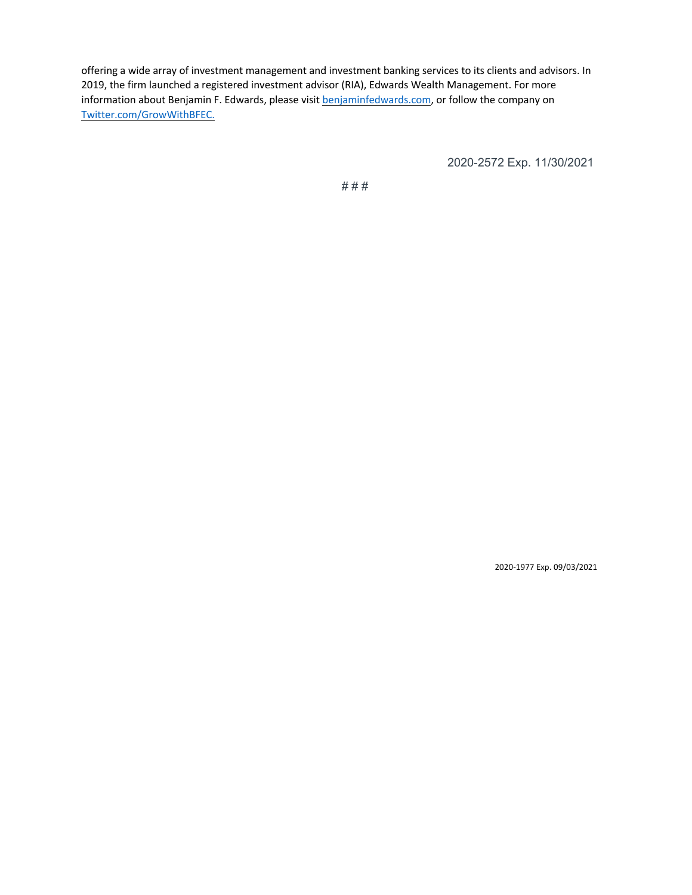offering a wide array of investment management and investment banking services to its clients and advisors. In 2019, the firm launched a registered investment advisor (RIA), Edwards Wealth Management. For more information about Benjamin F. Edwards, please visit [benjaminfedwards.com](benjaminfedwards.com), or follow the company on [Twitter.com/GrowWithBFEC.](Twitter.com/GrowWithBFEC)

2020-2572 Exp. 11/30/2021

# # #

2020-1977 Exp. 09/03/2021